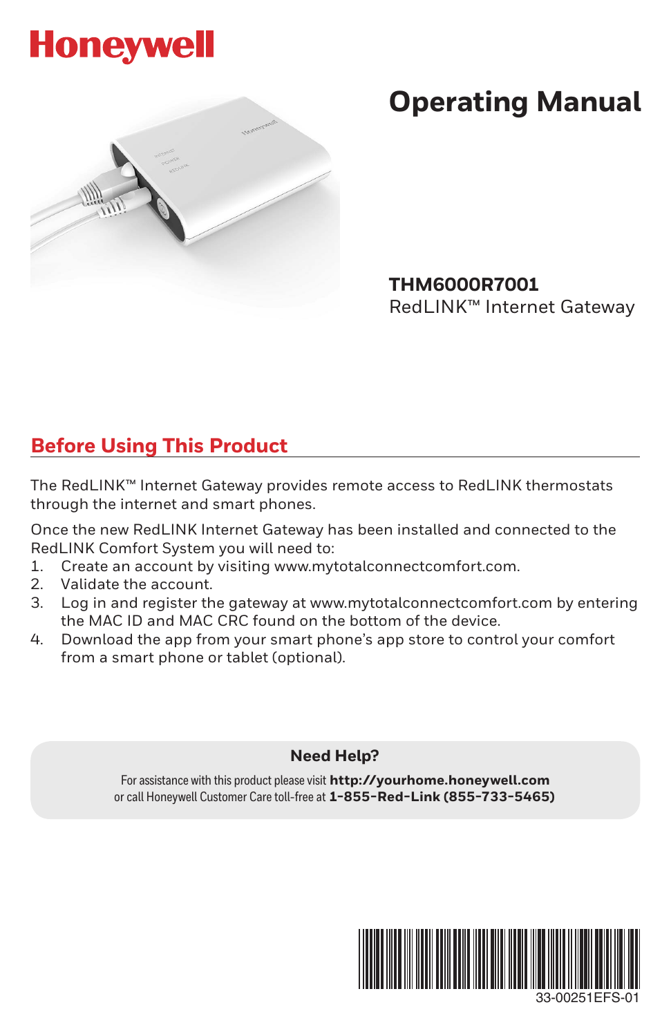Honeywell

# Operating Manual

**THM6000R7001**
RedLINK™ Internet Gateway

## Before Using This Product

The RedLINK™ Internet Gateway provides remote access to RedLINK thermostats through the internet and smart phones.

Once the new RedLINK Internet Gateway has been installed and connected to the RedLINK Comfort System you will need to:

1. Create an account by visiting www.mytotalconnectcomfort.com.
2. Validate the account.
3. Log in and register the gateway at www.mytotalconnectcomfort.com by entering the MAC ID and MAC CRC found on the bottom of the device.
4. Download the app from your smart phone's app store to control your comfort from a smart phone or tablet (optional).

**Need Help?**

For assistance with this product please visit **http://yourhome.honeywell.com**
or call Honeywell Customer Care toll-free at **1-855-Red-Link (855-733-5465)**

33-00251EFS-01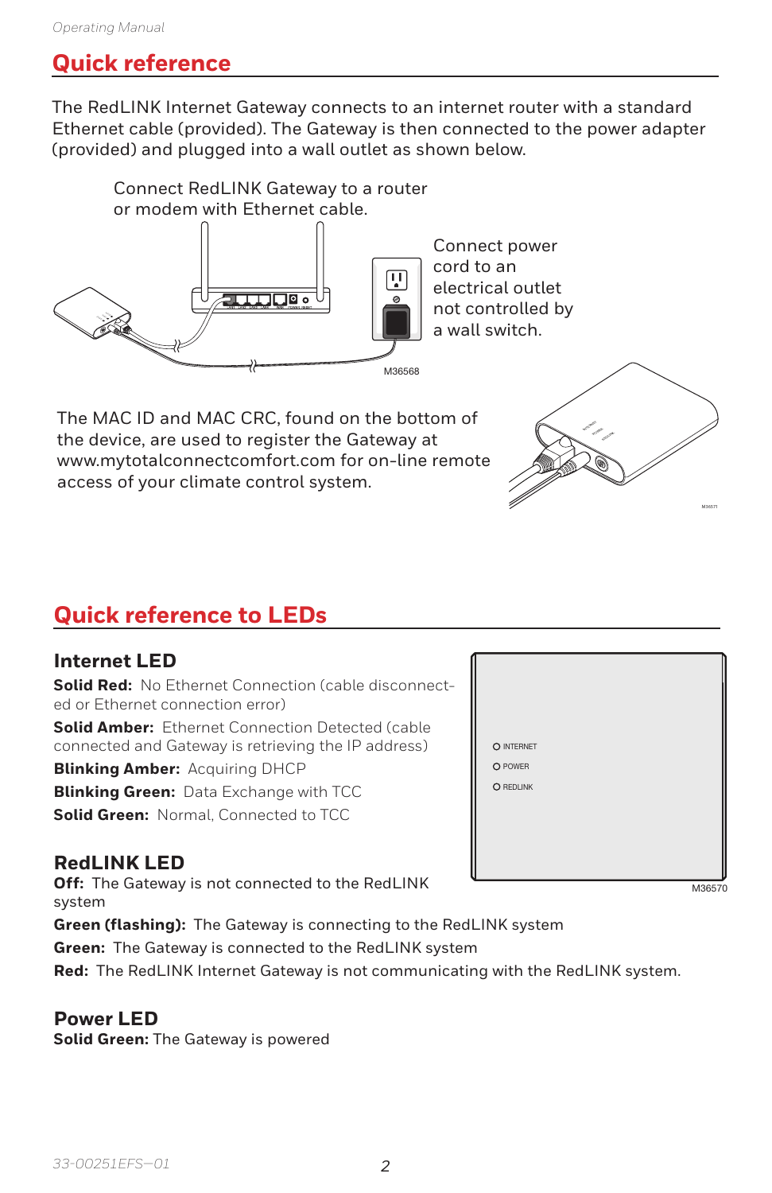## Quick reference

The RedLINK Internet Gateway connects to an internet router with a standard Ethernet cable (provided). The Gateway is then connected to the power adapter (provided) and plugged into a wall outlet as shown below.

Connect RedLINK Gateway to a router or modem with Ethernet cable.

Connect power cord to an electrical outlet not controlled by a wall switch.

M36568

The MAC ID and MAC CRC, found on the bottom of the device, are used to register the Gateway at www.mytotalconnectcomfort.com for on-line remote access of your climate control system.

## Quick reference to LEDs

INTERNET
POWER
REDLINK

M36570

### Internet LED

**Solid Red:** No Ethernet Connection (cable disconnected or Ethernet connection error)

**Solid Amber:** Ethernet Connection Detected (cable connected and Gateway is retrieving the IP address)

**Blinking Amber:** Acquiring DHCP

**Blinking Green:** Data Exchange with TCC

**Solid Green:** Normal, Connected to TCC

### RedLINK LED

**Off:** The Gateway is not connected to the RedLINK system

**Green (flashing):** The Gateway is connecting to the RedLINK system

**Green:** The Gateway is connected to the RedLINK system

**Red:** The RedLINK Internet Gateway is not communicating with the RedLINK system.

### Power LED

**Solid Green:** The Gateway is powered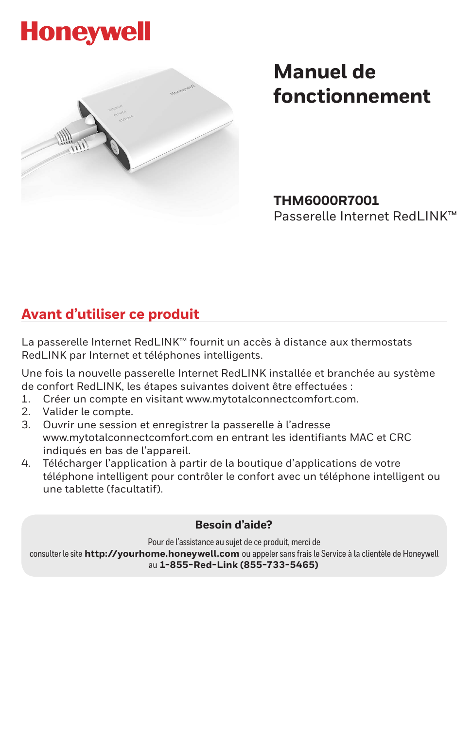Honeywell

# Manuel de fonctionnement

**THM6000R7001**
Passerelle Internet RedLINK™

## Avant d'utiliser ce produit

La passerelle Internet RedLINK™ fournit un accès à distance aux thermostats RedLINK par Internet et téléphones intelligents.

Une fois la nouvelle passerelle Internet RedLINK installée et branchée au système de confort RedLINK, les étapes suivantes doivent être effectuées :

1. Créer un compte en visitant www.mytotalconnectcomfort.com.
2. Valider le compte.
3. Ouvrir une session et enregistrer la passerelle à l'adresse www.mytotalconnectcomfort.com en entrant les identifiants MAC et CRC indiqués en bas de l'appareil.
4. Télécharger l'application à partir de la boutique d'applications de votre téléphone intelligent pour contrôler le confort avec un téléphone intelligent ou une tablette (facultatif).

**Besoin d'aide?**

Pour de l'assistance au sujet de ce produit, merci de consulter le site **http://yourhome.honeywell.com** ou appeler sans frais le Service à la clientèle de Honeywell au **1-855-Red-Link (855-733-5465)**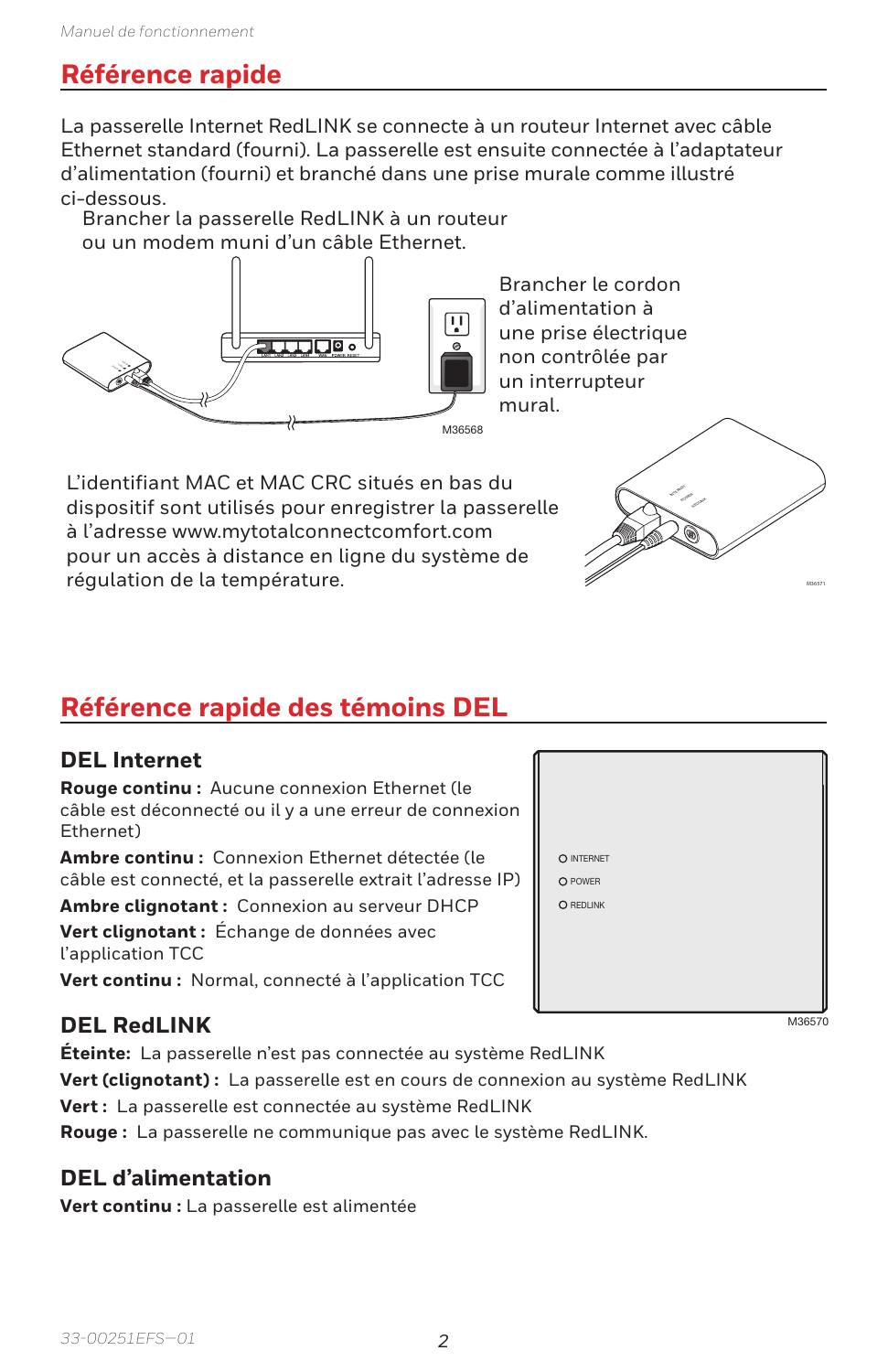## Référence rapide

La passerelle Internet RedLINK se connecte à un routeur Internet avec câble Ethernet standard (fourni). La passerelle est ensuite connectée à l'adaptateur d'alimentation (fourni) et branché dans une prise murale comme illustré ci-dessous.

Brancher la passerelle RedLINK à un routeur ou un modem muni d'un câble Ethernet.

Brancher le cordon d'alimentation à une prise électrique non contrôlée par un interrupteur mural.

M36568

L'identifiant MAC et MAC CRC situés en bas du dispositif sont utilisés pour enregistrer la passerelle à l'adresse www.mytotalconnectcomfort.com pour un accès à distance en ligne du système de régulation de la température.

## Référence rapide des témoins DEL

### DEL Internet

**Rouge continu :** Aucune connexion Ethernet (le câble est déconnecté ou il y a une erreur de connexion Ethernet)

**Ambre continu :** Connexion Ethernet détectée (le câble est connecté, et la passerelle extrait l'adresse IP)

**Ambre clignotant :** Connexion au serveur DHCP

**Vert clignotant :** Échange de données avec l'application TCC

**Vert continu :** Normal, connecté à l'application TCC

INTERNET
POWER
REDLINK

M36570

### DEL RedLINK

**Éteinte:** La passerelle n'est pas connectée au système RedLINK

**Vert (clignotant) :** La passerelle est en cours de connexion au système RedLINK

**Vert :** La passerelle est connectée au système RedLINK

**Rouge :** La passerelle ne communique pas avec le système RedLINK.

### DEL d'alimentation

**Vert continu :** La passerelle est alimentée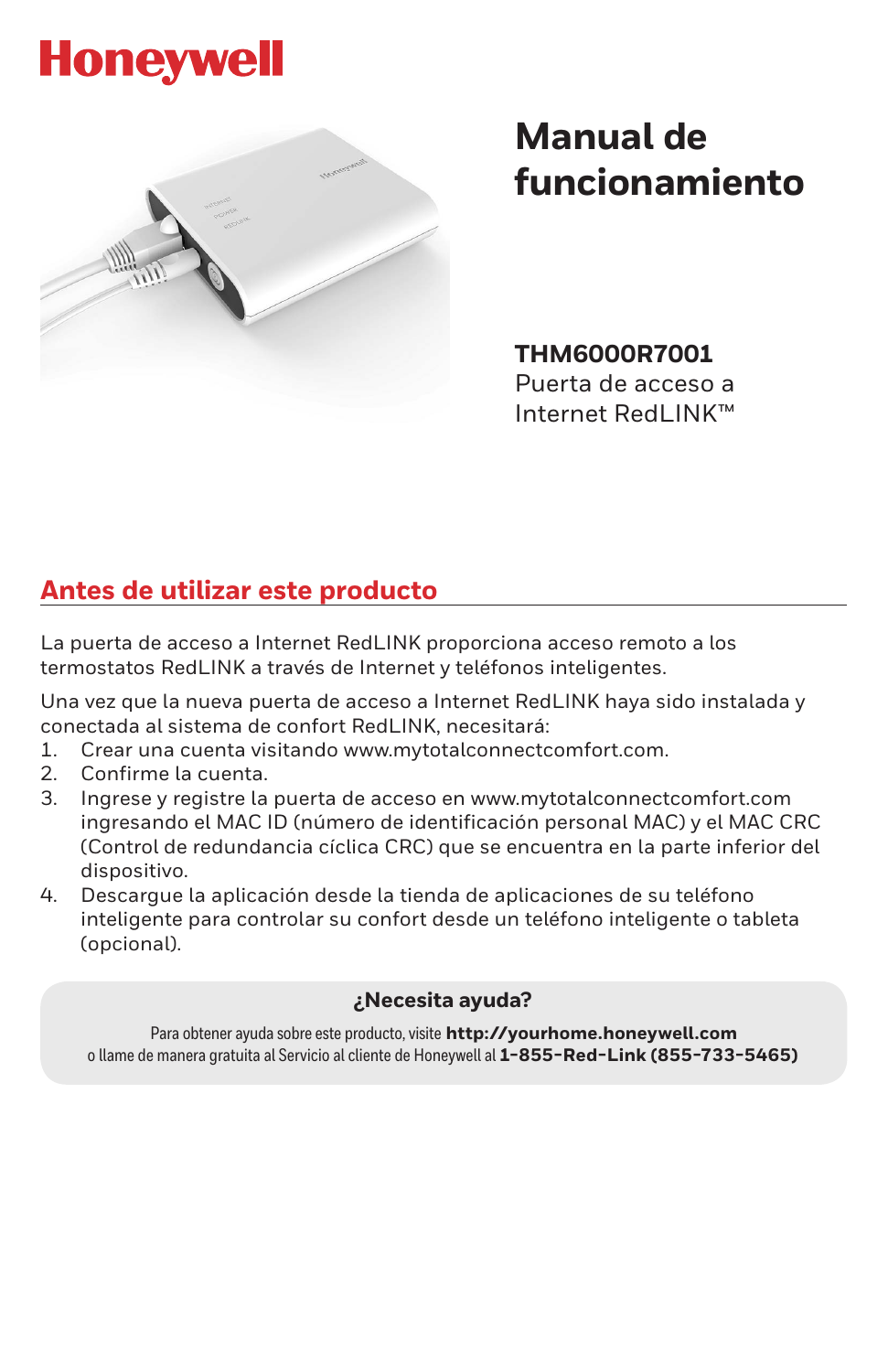Honeywell

# Manual de funcionamiento

**THM6000R7001**
Puerta de acceso a Internet RedLINK™

## Antes de utilizar este producto

La puerta de acceso a Internet RedLINK proporciona acceso remoto a los termostatos RedLINK a través de Internet y teléfonos inteligentes.

Una vez que la nueva puerta de acceso a Internet RedLINK haya sido instalada y conectada al sistema de confort RedLINK, necesitará:

1. Crear una cuenta visitando www.mytotalconnectcomfort.com.
2. Confirme la cuenta.
3. Ingrese y registre la puerta de acceso en www.mytotalconnectcomfort.com ingresando el MAC ID (número de identificación personal MAC) y el MAC CRC (Control de redundancia cíclica CRC) que se encuentra en la parte inferior del dispositivo.
4. Descargue la aplicación desde la tienda de aplicaciones de su teléfono inteligente para controlar su confort desde un teléfono inteligente o tableta (opcional).

**¿Necesita ayuda?**

Para obtener ayuda sobre este producto, visite **http://yourhome.honeywell.com** o llame de manera gratuita al Servicio al cliente de Honeywell al **1-855-Red-Link (855-733-5465)**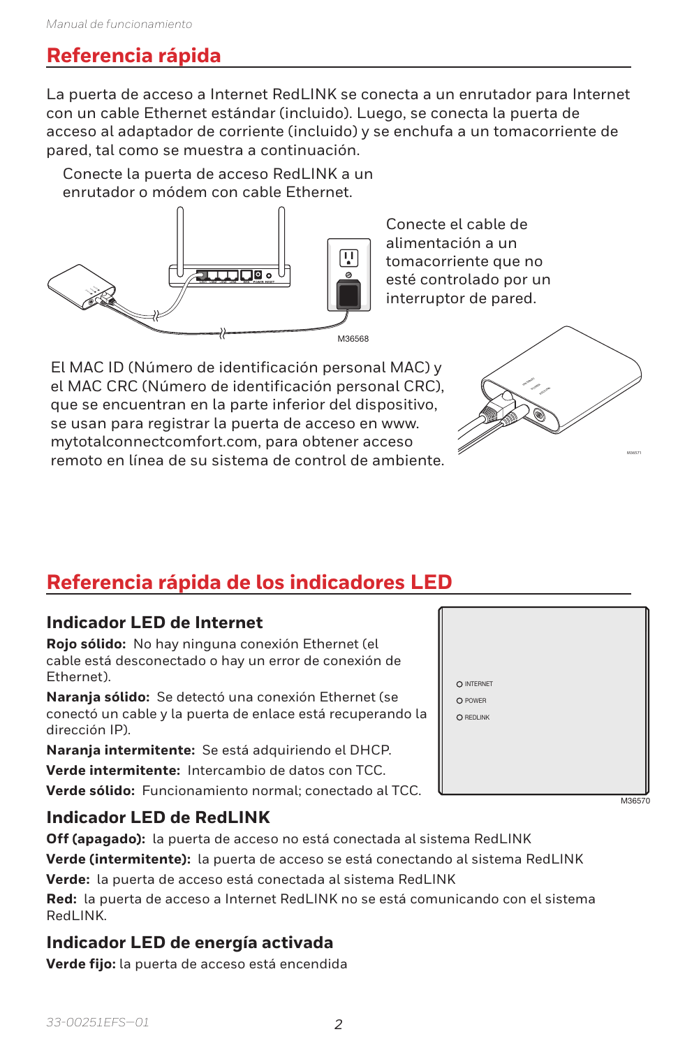## Referencia rápida

La puerta de acceso a Internet RedLINK se conecta a un enrutador para Internet con un cable Ethernet estándar (incluido). Luego, se conecta la puerta de acceso al adaptador de corriente (incluido) y se enchufa a un tomacorriente de pared, tal como se muestra a continuación.

Conecte la puerta de acceso RedLINK a un enrutador o módem con cable Ethernet.

Conecte el cable de alimentación a un tomacorriente que no esté controlado por un interruptor de pared.

M36568

El MAC ID (Número de identificación personal MAC) y el MAC CRC (Número de identificación personal CRC), que se encuentran en la parte inferior del dispositivo, se usan para registrar la puerta de acceso en www.mytotalconnectcomfort.com, para obtener acceso remoto en línea de su sistema de control de ambiente.

M36571

## Referencia rápida de los indicadores LED

### Indicador LED de Internet

**Rojo sólido:** No hay ninguna conexión Ethernet (el cable está desconectado o hay un error de conexión de Ethernet).

**Naranja sólido:** Se detectó una conexión Ethernet (se conectó un cable y la puerta de enlace está recuperando la dirección IP).

**Naranja intermitente:** Se está adquiriendo el DHCP.

**Verde intermitente:** Intercambio de datos con TCC.

**Verde sólido:** Funcionamiento normal; conectado al TCC.

INTERNET
POWER
REDLINK

M36570

### Indicador LED de RedLINK

**Off (apagado):** la puerta de acceso no está conectada al sistema RedLINK

**Verde (intermitente):** la puerta de acceso se está conectando al sistema RedLINK

**Verde:** la puerta de acceso está conectada al sistema RedLINK

**Red:** la puerta de acceso a Internet RedLINK no se está comunicando con el sistema RedLINK.

### Indicador LED de energía activada

**Verde fijo:** la puerta de acceso está encendida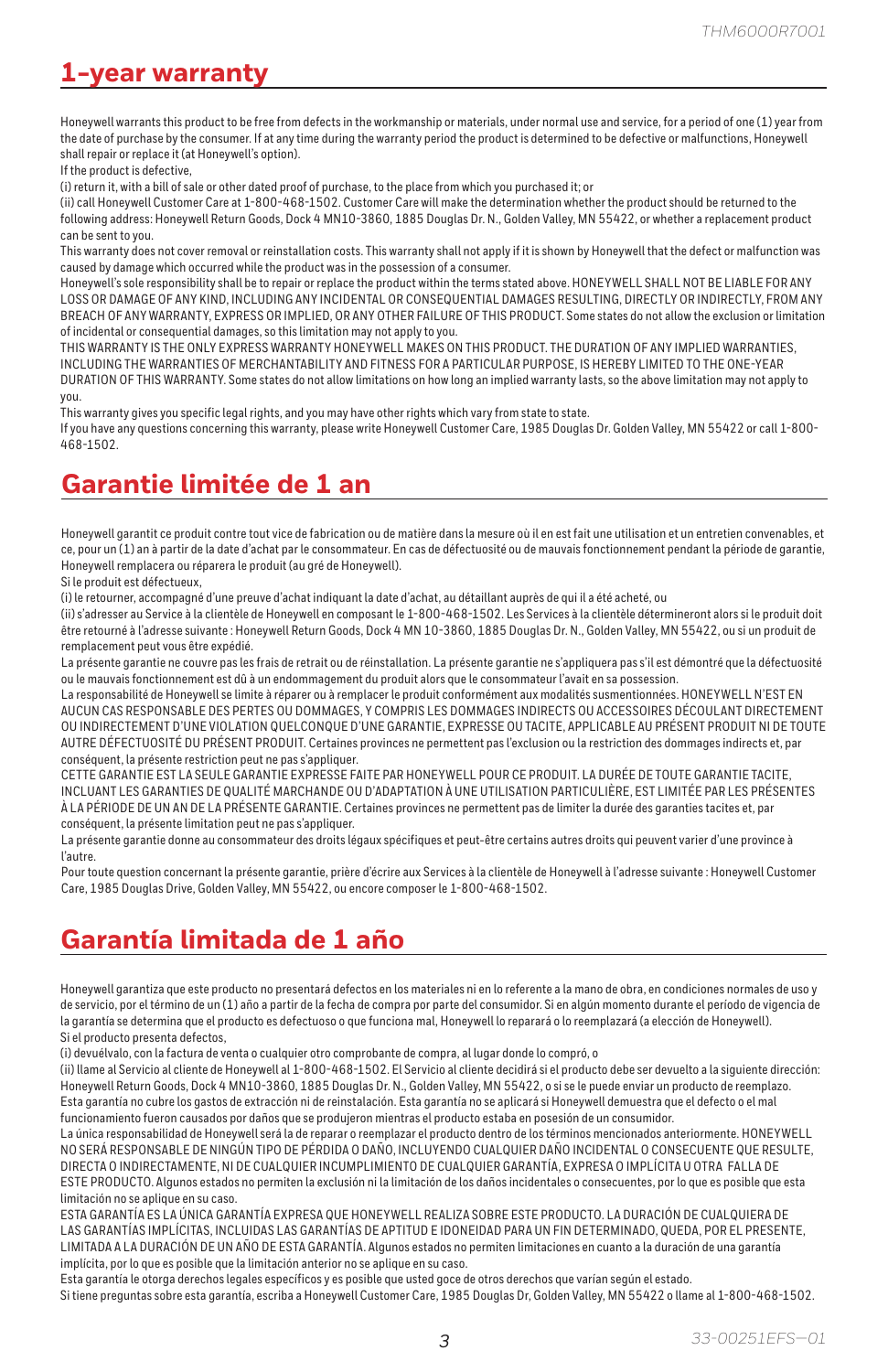# 1-year warranty

Honeywell warrants this product to be free from defects in the workmanship or materials, under normal use and service, for a period of one (1) year from the date of purchase by the consumer. If at any time during the warranty period the product is determined to be defective or malfunctions, Honeywell shall repair or replace it (at Honeywell's option).

If the product is defective,

(i) return it, with a bill of sale or other dated proof of purchase, to the place from which you purchased it; or

(ii) call Honeywell Customer Care at 1-800-468-1502. Customer Care will make the determination whether the product should be returned to the following address: Honeywell Return Goods, Dock 4 MN10-3860, 1885 Douglas Dr. N., Golden Valley, MN 55422, or whether a replacement product can be sent to you.

This warranty does not cover removal or reinstallation costs. This warranty shall not apply if it is shown by Honeywell that the defect or malfunction was caused by damage which occurred while the product was in the possession of a consumer.

Honeywell's sole responsibility shall be to repair or replace the product within the terms stated above. HONEYWELL SHALL NOT BE LIABLE FOR ANY LOSS OR DAMAGE OF ANY KIND, INCLUDING ANY INCIDENTAL OR CONSEQUENTIAL DAMAGES RESULTING, DIRECTLY OR INDIRECTLY, FROM ANY BREACH OF ANY WARRANTY, EXPRESS OR IMPLIED, OR ANY OTHER FAILURE OF THIS PRODUCT. Some states do not allow the exclusion or limitation of incidental or consequential damages, so this limitation may not apply to you.

THIS WARRANTY IS THE ONLY EXPRESS WARRANTY HONEYWELL MAKES ON THIS PRODUCT. THE DURATION OF ANY IMPLIED WARRANTIES, INCLUDING THE WARRANTIES OF MERCHANTABILITY AND FITNESS FOR A PARTICULAR PURPOSE, IS HEREBY LIMITED TO THE ONE-YEAR DURATION OF THIS WARRANTY. Some states do not allow limitations on how long an implied warranty lasts, so the above limitation may not apply to you.

This warranty gives you specific legal rights, and you may have other rights which vary from state to state.

If you have any questions concerning this warranty, please write Honeywell Customer Care, 1985 Douglas Dr. Golden Valley, MN 55422 or call 1-800-468-1502.

# Garantie limitée de 1 an

Honeywell garantit ce produit contre tout vice de fabrication ou de matière dans la mesure où il en est fait une utilisation et un entretien convenables, et ce, pour un (1) an à partir de la date d'achat par le consommateur. En cas de défectuosité ou de mauvais fonctionnement pendant la période de garantie, Honeywell remplacera ou réparera le produit (au gré de Honeywell).

Si le produit est défectueux,

(i) le retourner, accompagné d'une preuve d'achat indiquant la date d'achat, au détaillant auprès de qui il a été acheté, ou

(ii) s'adresser au Service à la clientèle de Honeywell en composant le 1-800-468-1502. Les Services à la clientèle détermineront alors si le produit doit être retourné à l'adresse suivante : Honeywell Return Goods, Dock 4 MN 10-3860, 1885 Douglas Dr. N., Golden Valley, MN 55422, ou si un produit de remplacement peut vous être expédié.

La présente garantie ne couvre pas les frais de retrait ou de réinstallation. La présente garantie ne s'appliquera pas s'il est démontré que la défectuosité ou le mauvais fonctionnement est dû à un endommagement du produit alors que le consommateur l'avait en sa possession.

La responsabilité de Honeywell se limite à réparer ou à remplacer le produit conformément aux modalités susmentionnées. HONEYWELL N'EST EN AUCUN CAS RESPONSABLE DES PERTES OU DOMMAGES, Y COMPRIS LES DOMMAGES INDIRECTS OU ACCESSOIRES DÉCOULANT DIRECTEMENT OU INDIRECTEMENT D'UNE VIOLATION QUELCONQUE D'UNE GARANTIE, EXPRESSE OU TACITE, APPLICABLE AU PRÉSENT PRODUIT NI DE TOUTE AUTRE DÉFECTUOSITÉ DU PRÉSENT PRODUIT. Certaines provinces ne permettent pas l'exclusion ou la restriction des dommages indirects et, par conséquent, la présente restriction peut ne pas s'appliquer.

CETTE GARANTIE EST LA SEULE GARANTIE EXPRESSE FAITE PAR HONEYWELL POUR CE PRODUIT. LA DURÉE DE TOUTE GARANTIE TACITE, INCLUANT LES GARANTIES DE QUALITÉ MARCHANDE OU D'ADAPTATION À UNE UTILISATION PARTICULIÈRE, EST LIMITÉE PAR LES PRÉSENTES À LA PÉRIODE DE UN AN DE LA PRÉSENTE GARANTIE. Certaines provinces ne permettent pas de limiter la durée des garanties tacites et, par conséquent, la présente limitation peut ne pas s'appliquer.

La présente garantie donne au consommateur des droits légaux spécifiques et peut-être certains autres droits qui peuvent varier d'une province à l'autre.

Pour toute question concernant la présente garantie, prière d'écrire aux Services à la clientèle de Honeywell à l'adresse suivante : Honeywell Customer Care, 1985 Douglas Drive, Golden Valley, MN 55422, ou encore composer le 1-800-468-1502.

# Garantía limitada de 1 año

Honeywell garantiza que este producto no presentará defectos en los materiales ni en lo referente a la mano de obra, en condiciones normales de uso y de servicio, por el término de un (1) año a partir de la fecha de compra por parte del consumidor. Si en algún momento durante el período de vigencia de la garantía se determina que el producto es defectuoso o que funciona mal, Honeywell lo reparará o lo reemplazará (a elección de Honeywell).

Si el producto presenta defectos,

(i) devuélvalo, con la factura de venta o cualquier otro comprobante de compra, al lugar donde lo compró, o

(ii) llame al Servicio al cliente de Honeywell al 1-800-468-1502. El Servicio al cliente decidirá si el producto debe ser devuelto a la siguiente dirección: Honeywell Return Goods, Dock 4 MN10-3860, 1885 Douglas Dr. N., Golden Valley, MN 55422, o si se le puede enviar un producto de reemplazo.

Esta garantía no cubre los gastos de extracción ni de reinstalación. Esta garantía no se aplicará si Honeywell demuestra que el defecto o el mal funcionamiento fueron causados por daños que se produjeron mientras el producto estaba en posesión de un consumidor.

La única responsabilidad de Honeywell será la de reparar o reemplazar el producto dentro de los términos mencionados anteriormente. HONEYWELL NO SERÁ RESPONSABLE DE NINGÚN TIPO DE PÉRDIDA O DAÑO, INCLUYENDO CUALQUIER DAÑO INCIDENTAL O CONSECUENTE QUE RESULTE, DIRECTA O INDIRECTAMENTE, NI DE CUALQUIER INCUMPLIMIENTO DE CUALQUIER GARANTÍA, EXPRESA O IMPLÍCITA U OTRA FALLA DE ESTE PRODUCTO. Algunos estados no permiten la exclusión ni la limitación de los daños incidentales o consecuentes, por lo que es posible que esta limitación no se aplique en su caso.

ESTA GARANTÍA ES LA ÚNICA GARANTÍA EXPRESA QUE HONEYWELL REALIZA SOBRE ESTE PRODUCTO. LA DURACIÓN DE CUALQUIERA DE LAS GARANTÍAS IMPLÍCITAS, INCLUIDAS LAS GARANTÍAS DE APTITUD E IDONEIDAD PARA UN FIN DETERMINADO, QUEDA, POR EL PRESENTE, LIMITADA A LA DURACIÓN DE UN AÑO DE ESTA GARANTÍA. Algunos estados no permiten limitaciones en cuanto a la duración de una garantía implícita, por lo que es posible que la limitación anterior no se aplique en su caso.

Esta garantía le otorga derechos legales específicos y es posible que usted goce de otros derechos que varían según el estado.

Si tiene preguntas sobre esta garantía, escriba a Honeywell Customer Care, 1985 Douglas Dr, Golden Valley, MN 55422 o llame al 1-800-468-1502.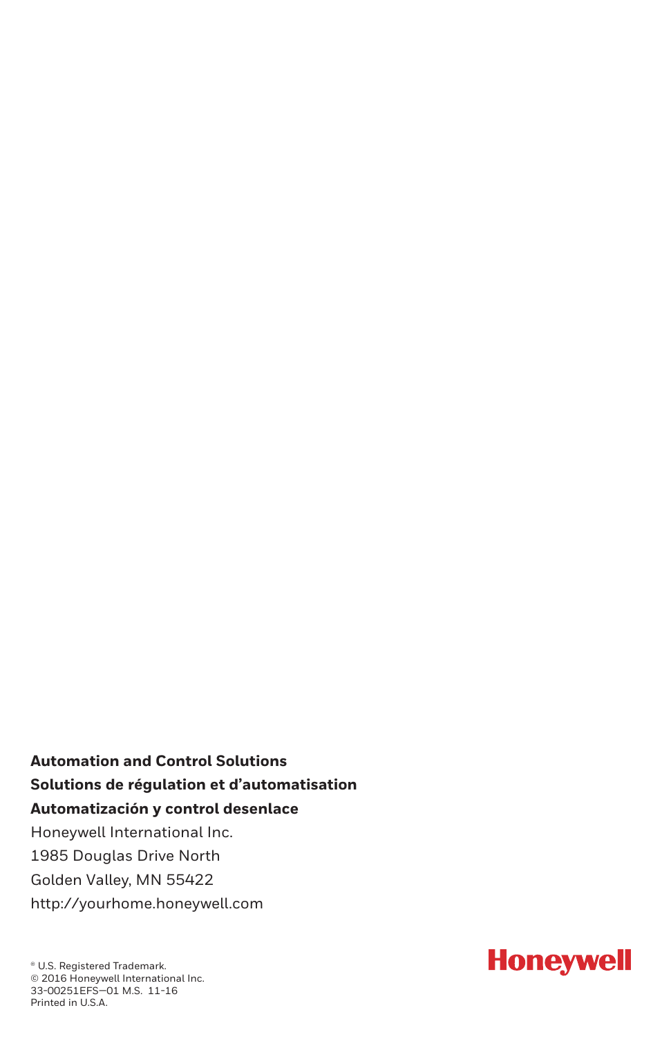**Automation and Control Solutions**

**Solutions de régulation et d'automatisation**

**Automatización y control desenlace**

Honeywell International Inc.
1985 Douglas Drive North
Golden Valley, MN 55422
http://yourhome.honeywell.com

® U.S. Registered Trademark.
© 2016 Honeywell International Inc.
33-00251EFS—01 M.S. 11-16
Printed in U.S.A.

Honeywell